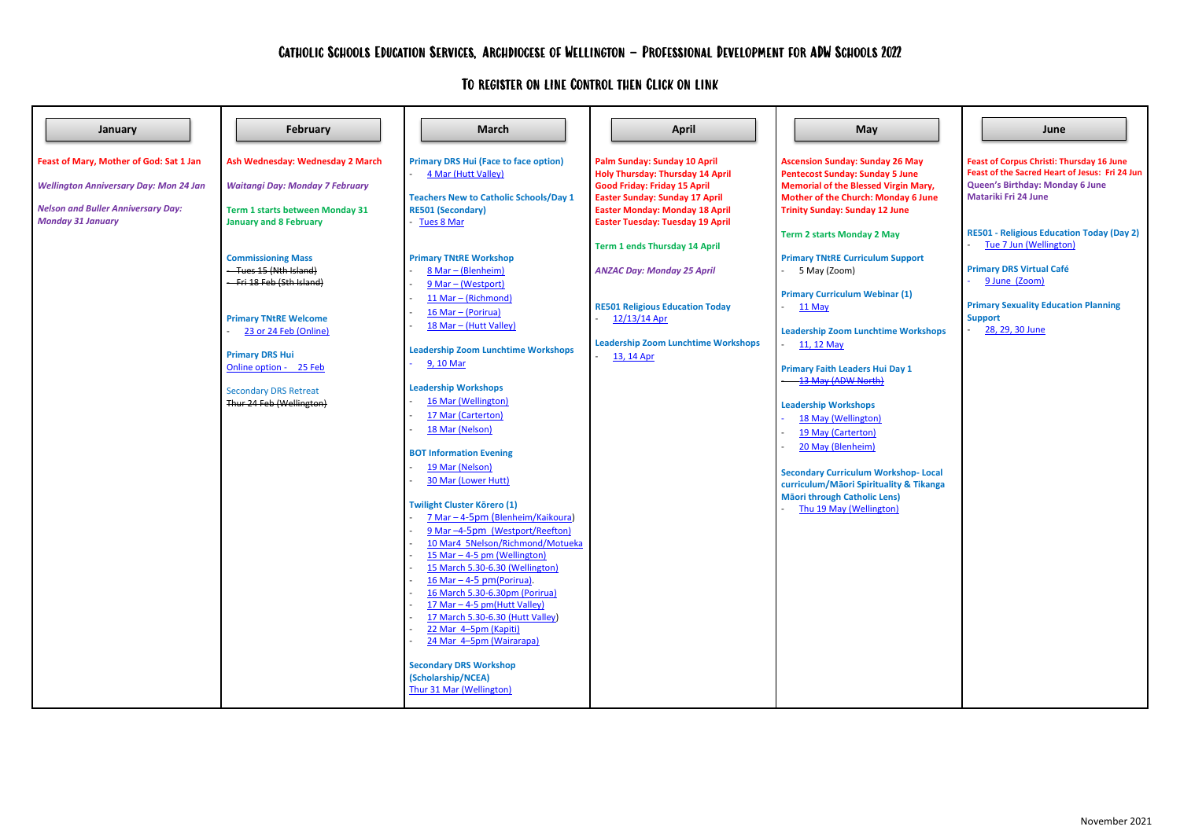# Catholic Schools Education Services, Archdiocese of Wellington – Professional Development for ADW Schools 2022

## To register on line Control then Click on link

## January

**Feast of Mary, Mother of God: Sat 1 Jan**

***Wellington Anniversary Day: Mon 24 Jan***

***Nelson and Buller Anniversary Day: Monday 31 January***

## February

**Ash Wednesday: Wednesday 2 March**

***Waitangi Day: Monday 7 February***

**Term 1 starts between Monday 31 January and 8 February**

**Commissioning Mass**
- ~~Tues 15 (Nth Island)~~
- ~~Fri 18 Feb (Sth Island)~~

**Primary TNtRE Welcome**
- 23 or 24 Feb (Online)

**Primary DRS Hui**
Online option - 25 Feb

Secondary DRS Retreat
~~Thur 24 Feb (Wellington)~~

## March

**Primary DRS Hui (Face to face option)**
- 4 Mar (Hutt Valley)

**Teachers New to Catholic Schools/Day 1 RE501 (Secondary)**
- Tues 8 Mar

**Primary TNtRE Workshop**
- 8 Mar – (Blenheim)
- 9 Mar – (Westport)
- 11 Mar – (Richmond)
- 16 Mar – (Porirua)
- 18 Mar – (Hutt Valley)

**Leadership Zoom Lunchtime Workshops**
- 9, 10 Mar

**Leadership Workshops**
- 16 Mar (Wellington)
- 17 Mar (Carterton)
- 18 Mar (Nelson)

**BOT Information Evening**
- 19 Mar (Nelson)
- 30 Mar (Lower Hutt)

**Twilight Cluster Kōrero (1)**
- 7 Mar – 4-5pm (Blenheim/Kaikoura)
- 9 Mar –4-5pm (Westport/Reefton)
- 10 Mar4 5Nelson/Richmond/Motueka
- 15 Mar – 4-5 pm (Wellington)
- 15 March 5.30-6.30 (Wellington)
- 16 Mar – 4-5 pm(Porirua).
- 16 March 5.30-6.30pm (Porirua)
- 17 Mar – 4-5 pm(Hutt Valley)
- 17 March 5.30-6.30 (Hutt Valley)
- 22 Mar 4–5pm (Kapiti)
- 24 Mar 4–5pm (Wairarapa)

**Secondary DRS Workshop (Scholarship/NCEA)**
Thur 31 Mar (Wellington)

## April

**Palm Sunday: Sunday 10 April**
**Holy Thursday: Thursday 14 April**
**Good Friday: Friday 15 April**
**Easter Sunday: Sunday 17 April**
**Easter Monday: Monday 18 April**
**Easter Tuesday: Tuesday 19 April**

**Term 1 ends Thursday 14 April**

***ANZAC Day: Monday 25 April***

**RE501 Religious Education Today**
- 12/13/14 Apr

**Leadership Zoom Lunchtime Workshops**
- 13, 14 Apr

## May

**Ascension Sunday: Sunday 26 May**
**Pentecost Sunday: Sunday 5 June**
**Memorial of the Blessed Virgin Mary, Mother of the Church: Monday 6 June**
**Trinity Sunday: Sunday 12 June**

**Term 2 starts Monday 2 May**

**Primary TNtRE Curriculum Support**
- 5 May (Zoom)

**Primary Curriculum Webinar (1)**
- 11 May

**Leadership Zoom Lunchtime Workshops**
- 11, 12 May

**Primary Faith Leaders Hui Day 1**
- ~~13 May (ADW North)~~

**Leadership Workshops**
- 18 May (Wellington)
- 19 May (Carterton)
- 20 May (Blenheim)

**Secondary Curriculum Workshop- Local curriculum/Māori Spirituality & Tikanga Māori through Catholic Lens)**
- Thu 19 May (Wellington)

## June

**Feast of Corpus Christi: Thursday 16 June**
**Feast of the Sacred Heart of Jesus: Fri 24 Jun**
**Queen's Birthday: Monday 6 June**
**Matariki Fri 24 June**

**RE501 - Religious Education Today (Day 2)**
- Tue 7 Jun (Wellington)

**Primary DRS Virtual Café**
- 9 June (Zoom)

**Primary Sexuality Education Planning Support**
- 28, 29, 30 June

November 2021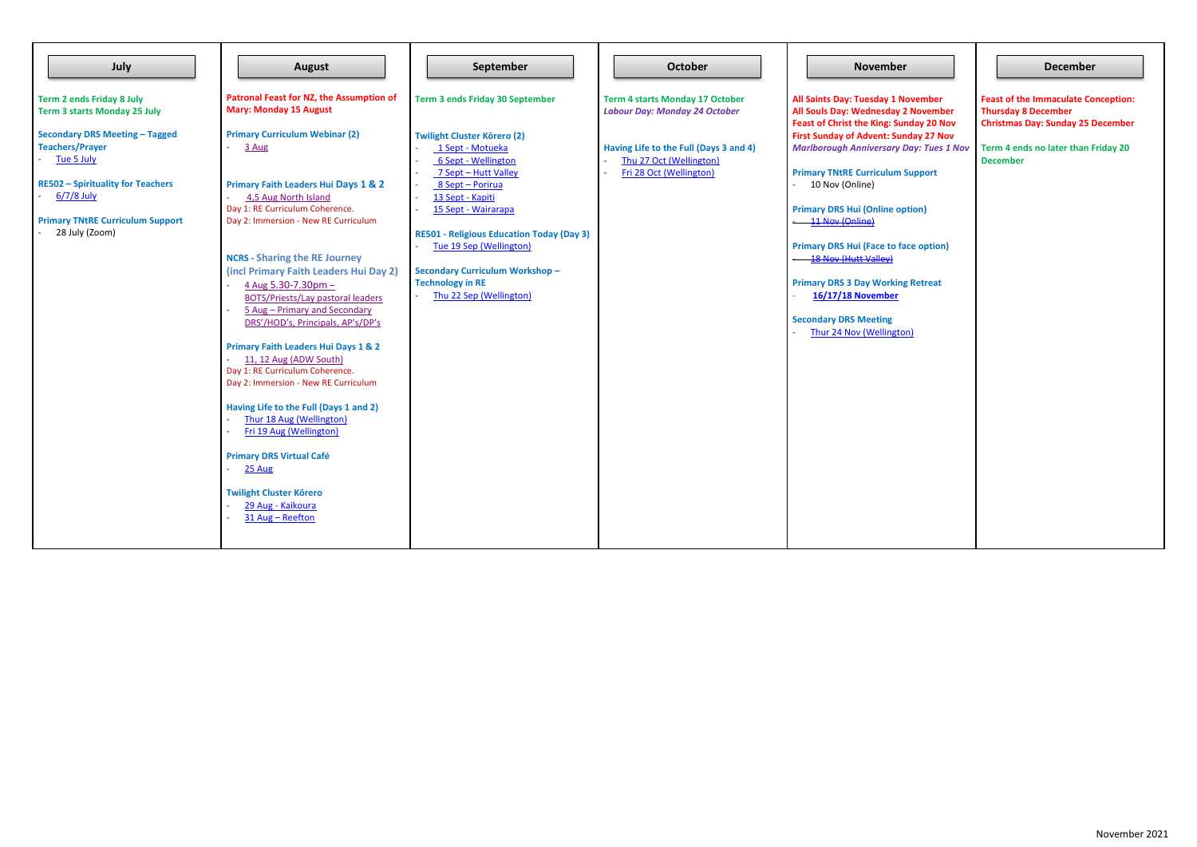## July

**Term 2 ends Friday 8 July**
**Term 3 starts Monday 25 July**

**Secondary DRS Meeting – Tagged Teachers/Prayer**
- Tue 5 July

**RE502 – Spirituality for Teachers**
- 6/7/8 July

**Primary TNtRE Curriculum Support**
- 28 July (Zoom)

## August

**Patronal Feast for NZ, the Assumption of Mary: Monday 15 August**

**Primary Curriculum Webinar (2)**
- 3 Aug

**Primary Faith Leaders Hui Days 1 & 2**
- 4,5 Aug North Island

Day 1: RE Curriculum Coherence.
Day 2: Immersion - New RE Curriculum

**NCRS - Sharing the RE Journey (incl Primary Faith Leaders Hui Day 2)**
- 4 Aug 5.30-7.30pm – BOTS/Priests/Lay pastoral leaders
- 5 Aug – Primary and Secondary DRS'/HOD's, Principals, AP's/DP's

**Primary Faith Leaders Hui Days 1 & 2**
- 11, 12 Aug (ADW South)

Day 1: RE Curriculum Coherence.
Day 2: Immersion - New RE Curriculum

**Having Life to the Full (Days 1 and 2)**
- Thur 18 Aug (Wellington)
- Fri 19 Aug (Wellington)

**Primary DRS Virtual Café**
- 25 Aug

**Twilight Cluster Kōrero**
- 29 Aug - Kaikoura
- 31 Aug – Reefton

## September

**Term 3 ends Friday 30 September**

**Twilight Cluster Kōrero (2)**
- 1 Sept - Motueka
- 6 Sept - Wellington
- 7 Sept – Hutt Valley
- 8 Sept – Porirua
- 13 Sept - Kapiti
- 15 Sept - Wairarapa

**RE501 - Religious Education Today (Day 3)**
- Tue 19 Sep (Wellington)

**Secondary Curriculum Workshop – Technology in RE**
- Thu 22 Sep (Wellington)

## October

**Term 4 starts Monday 17 October**
***Labour Day: Monday 24 October***

**Having Life to the Full (Days 3 and 4)**
- Thu 27 Oct (Wellington)
- Fri 28 Oct (Wellington)

## November

**All Saints Day: Tuesday 1 November**
**All Souls Day: Wednesday 2 November**
**Feast of Christ the King: Sunday 20 Nov**
**First Sunday of Advent: Sunday 27 Nov**
***Marlborough Anniversary Day: Tues 1 Nov***

**Primary TNtRE Curriculum Support**
- 10 Nov (Online)

**Primary DRS Hui (Online option)**
- ~~11 Nov (Online)~~

**Primary DRS Hui (Face to face option)**
- ~~18 Nov (Hutt Valley)~~

**Primary DRS 3 Day Working Retreat**
- **16/17/18 November**

**Secondary DRS Meeting**
- Thur 24 Nov (Wellington)

## December

**Feast of the Immaculate Conception: Thursday 8 December**
**Christmas Day: Sunday 25 December**

**Term 4 ends no later than Friday 20 December**

November 2021